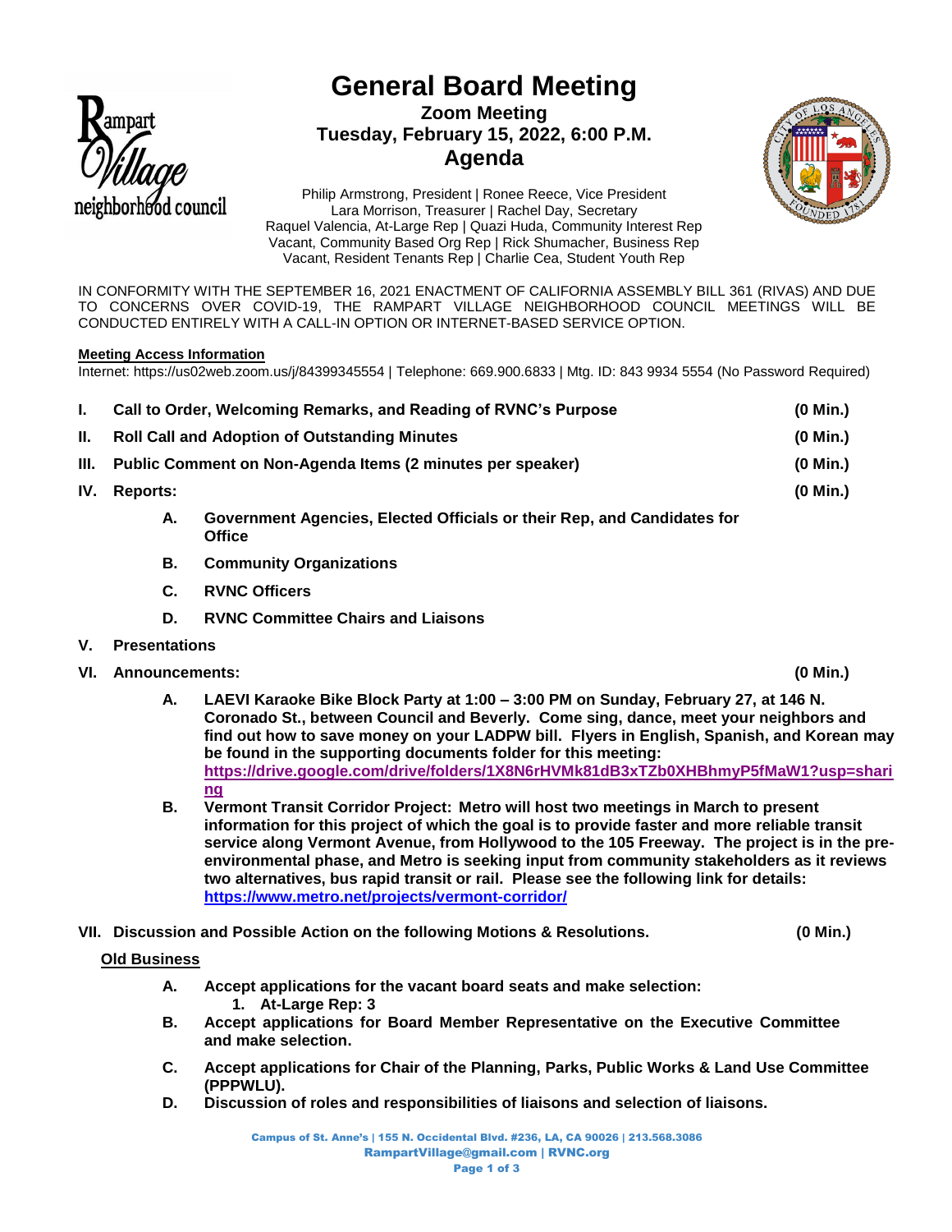# General Board Meeting

## Zoom Meeting
## Tuesday, February 15, 2022, 6:00 P.M.
## Agenda

Philip Armstrong, President | Ronee Reece, Vice President
Lara Morrison, Treasurer | Rachel Day, Secretary
Raquel Valencia, At-Large Rep | Quazi Huda, Community Interest Rep
Vacant, Community Based Org Rep | Rick Shumacher, Business Rep
Vacant, Resident Tenants Rep | Charlie Cea, Student Youth Rep

IN CONFORMITY WITH THE SEPTEMBER 16, 2021 ENACTMENT OF CALIFORNIA ASSEMBLY BILL 361 (RIVAS) AND DUE TO CONCERNS OVER COVID-19, THE RAMPART VILLAGE NEIGHBORHOOD COUNCIL MEETINGS WILL BE CONDUCTED ENTIRELY WITH A CALL-IN OPTION OR INTERNET-BASED SERVICE OPTION.

**Meeting Access Information**

Internet: https://us02web.zoom.us/j/84399345554 | Telephone: 669.900.6833 | Mtg. ID: 843 9934 5554 (No Password Required)

**I. Call to Order, Welcoming Remarks, and Reading of RVNC's Purpose (0 Min.)**

**II. Roll Call and Adoption of Outstanding Minutes (0 Min.)**

**III. Public Comment on Non-Agenda Items (2 minutes per speaker) (0 Min.)**

**IV. Reports: (0 Min.)**

- **A. Government Agencies, Elected Officials or their Rep, and Candidates for Office**
- **B. Community Organizations**
- **C. RVNC Officers**
- **D. RVNC Committee Chairs and Liaisons**

**V. Presentations**

**VI. Announcements: (0 Min.)**

- **A. LAEVI Karaoke Bike Block Party at 1:00 – 3:00 PM on Sunday, February 27, at 146 N. Coronado St., between Council and Beverly. Come sing, dance, meet your neighbors and find out how to save money on your LADPW bill. Flyers in English, Spanish, and Korean may be found in the supporting documents folder for this meeting: [https://drive.google.com/drive/folders/1X8N6rHVMk81dB3xTZb0XHBhmyP5fMaW1?usp=sharing](https://drive.google.com/drive/folders/1X8N6rHVMk81dB3xTZb0XHBhmyP5fMaW1?usp=sharing)**
- **B. Vermont Transit Corridor Project: Metro will host two meetings in March to present information for this project of which the goal is to provide faster and more reliable transit service along Vermont Avenue, from Hollywood to the 105 Freeway. The project is in the pre-environmental phase, and Metro is seeking input from community stakeholders as it reviews two alternatives, bus rapid transit or rail. Please see the following link for details: [https://www.metro.net/projects/vermont-corridor/](https://www.metro.net/projects/vermont-corridor/)**

**VII. Discussion and Possible Action on the following Motions & Resolutions. (0 Min.)**

**Old Business**

- **A. Accept applications for the vacant board seats and make selection:**
  1. **At-Large Rep: 3**
- **B. Accept applications for Board Member Representative on the Executive Committee and make selection.**
- **C. Accept applications for Chair of the Planning, Parks, Public Works & Land Use Committee (PPPWLU).**
- **D. Discussion of roles and responsibilities of liaisons and selection of liaisons.**

Campus of St. Anne's | 155 N. Occidental Blvd. #236, LA, CA 90026 | 213.568.3086
RampartVillage@gmail.com | RVNC.org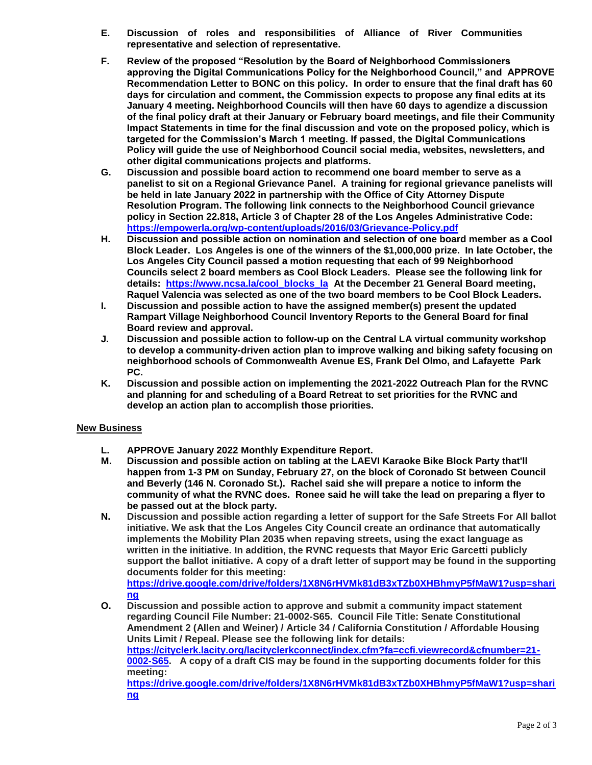**E. Discussion of roles and responsibilities of Alliance of River Communities representative and selection of representative.**

**F. Review of the proposed "Resolution by the Board of Neighborhood Commissioners approving the Digital Communications Policy for the Neighborhood Council," and APPROVE Recommendation Letter to BONC on this policy. In order to ensure that the final draft has 60 days for circulation and comment, the Commission expects to propose any final edits at its January 4 meeting. Neighborhood Councils will then have 60 days to agendize a discussion of the final policy draft at their January or February board meetings, and file their Community Impact Statements in time for the final discussion and vote on the proposed policy, which is targeted for the Commission's March 1 meeting. If passed, the Digital Communications Policy will guide the use of Neighborhood Council social media, websites, newsletters, and other digital communications projects and platforms.**

**G. Discussion and possible board action to recommend one board member to serve as a panelist to sit on a Regional Grievance Panel. A training for regional grievance panelists will be held in late January 2022 in partnership with the Office of City Attorney Dispute Resolution Program. The following link connects to the Neighborhood Council grievance policy in Section 22.818, Article 3 of Chapter 28 of the Los Angeles Administrative Code: [https://empowerla.org/wp-content/uploads/2016/03/Grievance-Policy.pdf](https://empowerla.org/wp-content/uploads/2016/03/Grievance-Policy.pdf)**

**H. Discussion and possible action on nomination and selection of one board member as a Cool Block Leader. Los Angeles is one of the winners of the $1,000,000 prize. In late October, the Los Angeles City Council passed a motion requesting that each of 99 Neighborhood Councils select 2 board members as Cool Block Leaders. Please see the following link for details: [https://www.ncsa.la/cool_blocks_la](https://www.ncsa.la/cool_blocks_la) At the December 21 General Board meeting, Raquel Valencia was selected as one of the two board members to be Cool Block Leaders.**

**I. Discussion and possible action to have the assigned member(s) present the updated Rampart Village Neighborhood Council Inventory Reports to the General Board for final Board review and approval.**

**J. Discussion and possible action to follow-up on the Central LA virtual community workshop to develop a community-driven action plan to improve walking and biking safety focusing on neighborhood schools of Commonwealth Avenue ES, Frank Del Olmo, and Lafayette Park PC.**

**K. Discussion and possible action on implementing the 2021-2022 Outreach Plan for the RVNC and planning for and scheduling of a Board Retreat to set priorities for the RVNC and develop an action plan to accomplish those priorities.**

**<u>New Business</u>**

**L. APPROVE January 2022 Monthly Expenditure Report.**

**M. Discussion and possible action on tabling at the LAEVI Karaoke Bike Block Party that'll happen from 1-3 PM on Sunday, February 27, on the block of Coronado St between Council and Beverly (146 N. Coronado St.). Rachel said she will prepare a notice to inform the community of what the RVNC does. Ronee said he will take the lead on preparing a flyer to be passed out at the block party.**

**N. Discussion and possible action regarding a letter of support for the Safe Streets For All ballot initiative. We ask that the Los Angeles City Council create an ordinance that automatically implements the Mobility Plan 2035 when repaving streets, using the exact language as written in the initiative. In addition, the RVNC requests that Mayor Eric Garcetti publicly support the ballot initiative. A copy of a draft letter of support may be found in the supporting documents folder for this meeting: [https://drive.google.com/drive/folders/1X8N6rHVMk81dB3xTZb0XHBhmyP5fMaW1?usp=sharing](https://drive.google.com/drive/folders/1X8N6rHVMk81dB3xTZb0XHBhmyP5fMaW1?usp=sharing)**

**O. Discussion and possible action to approve and submit a community impact statement regarding Council File Number: 21-0002-S65. Council File Title: Senate Constitutional Amendment 2 (Allen and Weiner) / Article 34 / California Constitution / Affordable Housing Units Limit / Repeal. Please see the following link for details: [https://cityclerk.lacity.org/lacityclerkconnect/index.cfm?fa=ccfi.viewrecord&cfnumber=21-0002-S65](https://cityclerk.lacity.org/lacityclerkconnect/index.cfm?fa=ccfi.viewrecord&cfnumber=21-0002-S65). A copy of a draft CIS may be found in the supporting documents folder for this meeting: [https://drive.google.com/drive/folders/1X8N6rHVMk81dB3xTZb0XHBhmyP5fMaW1?usp=sharing](https://drive.google.com/drive/folders/1X8N6rHVMk81dB3xTZb0XHBhmyP5fMaW1?usp=sharing)**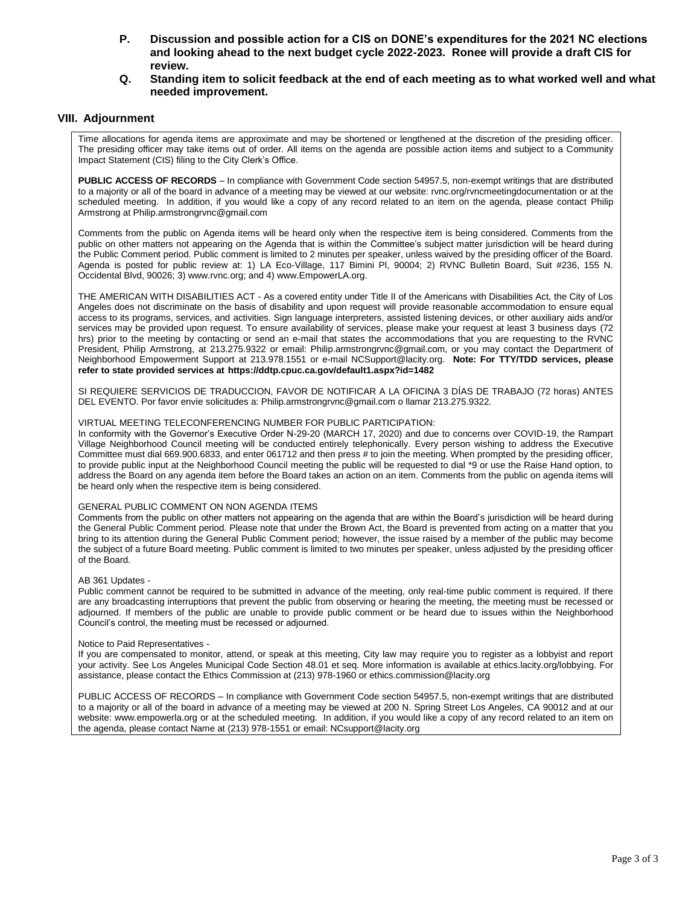**P. Discussion and possible action for a CIS on DONE's expenditures for the 2021 NC elections and looking ahead to the next budget cycle 2022-2023. Ronee will provide a draft CIS for review.**

**Q. Standing item to solicit feedback at the end of each meeting as to what worked well and what needed improvement.**

## VIII. Adjournment

Time allocations for agenda items are approximate and may be shortened or lengthened at the discretion of the presiding officer. The presiding officer may take items out of order. All items on the agenda are possible action items and subject to a Community Impact Statement (CIS) filing to the City Clerk's Office.

**PUBLIC ACCESS OF RECORDS** – In compliance with Government Code section 54957.5, non-exempt writings that are distributed to a majority or all of the board in advance of a meeting may be viewed at our website: rvnc.org/rvncmeetingdocumentation or at the scheduled meeting. In addition, if you would like a copy of any record related to an item on the agenda, please contact Philip Armstrong at Philip.armstrongrvnc@gmail.com

Comments from the public on Agenda items will be heard only when the respective item is being considered. Comments from the public on other matters not appearing on the Agenda that is within the Committee's subject matter jurisdiction will be heard during the Public Comment period. Public comment is limited to 2 minutes per speaker, unless waived by the presiding officer of the Board. Agenda is posted for public review at: 1) LA Eco-Village, 117 Bimini Pl, 90004; 2) RVNC Bulletin Board, Suit #236, 155 N. Occidental Blvd, 90026; 3) www.rvnc.org; and 4) www.EmpowerLA.org.

THE AMERICAN WITH DISABILITIES ACT - As a covered entity under Title II of the Americans with Disabilities Act, the City of Los Angeles does not discriminate on the basis of disability and upon request will provide reasonable accommodation to ensure equal access to its programs, services, and activities. Sign language interpreters, assisted listening devices, or other auxiliary aids and/or services may be provided upon request. To ensure availability of services, please make your request at least 3 business days (72 hrs) prior to the meeting by contacting or send an e-mail that states the accommodations that you are requesting to the RVNC President, Philip Armstrong, at 213.275.9322 or email: Philip.armstrongrvnc@gmail.com, or you may contact the Department of Neighborhood Empowerment Support at 213.978.1551 or e-mail NCSupport@lacity.org. **Note: For TTY/TDD services, please refer to state provided services at https://ddtp.cpuc.ca.gov/default1.aspx?id=1482**

SI REQUIERE SERVICIOS DE TRADUCCION, FAVOR DE NOTIFICAR A LA OFICINA 3 DÍAS DE TRABAJO (72 horas) ANTES DEL EVENTO. Por favor envíe solicitudes a: Philip.armstrongrvnc@gmail.com o llamar 213.275.9322.

VIRTUAL MEETING TELECONFERENCING NUMBER FOR PUBLIC PARTICIPATION:
In conformity with the Governor's Executive Order N-29-20 (MARCH 17, 2020) and due to concerns over COVID-19, the Rampart Village Neighborhood Council meeting will be conducted entirely telephonically. Every person wishing to address the Executive Committee must dial 669.900.6833, and enter 061712 and then press # to join the meeting. When prompted by the presiding officer, to provide public input at the Neighborhood Council meeting the public will be requested to dial *9 or use the Raise Hand option, to address the Board on any agenda item before the Board takes an action on an item. Comments from the public on agenda items will be heard only when the respective item is being considered.

GENERAL PUBLIC COMMENT ON NON AGENDA ITEMS
Comments from the public on other matters not appearing on the agenda that are within the Board's jurisdiction will be heard during the General Public Comment period. Please note that under the Brown Act, the Board is prevented from acting on a matter that you bring to its attention during the General Public Comment period; however, the issue raised by a member of the public may become the subject of a future Board meeting. Public comment is limited to two minutes per speaker, unless adjusted by the presiding officer of the Board.

AB 361 Updates -
Public comment cannot be required to be submitted in advance of the meeting, only real-time public comment is required. If there are any broadcasting interruptions that prevent the public from observing or hearing the meeting, the meeting must be recessed or adjourned. If members of the public are unable to provide public comment or be heard due to issues within the Neighborhood Council's control, the meeting must be recessed or adjourned.

Notice to Paid Representatives -
If you are compensated to monitor, attend, or speak at this meeting, City law may require you to register as a lobbyist and report your activity. See Los Angeles Municipal Code Section 48.01 et seq. More information is available at ethics.lacity.org/lobbying. For assistance, please contact the Ethics Commission at (213) 978-1960 or ethics.commission@lacity.org

PUBLIC ACCESS OF RECORDS – In compliance with Government Code section 54957.5, non-exempt writings that are distributed to a majority or all of the board in advance of a meeting may be viewed at 200 N. Spring Street Los Angeles, CA 90012 and at our website: www.empowerla.org or at the scheduled meeting. In addition, if you would like a copy of any record related to an item on the agenda, please contact Name at (213) 978-1551 or email: NCsupport@lacity.org